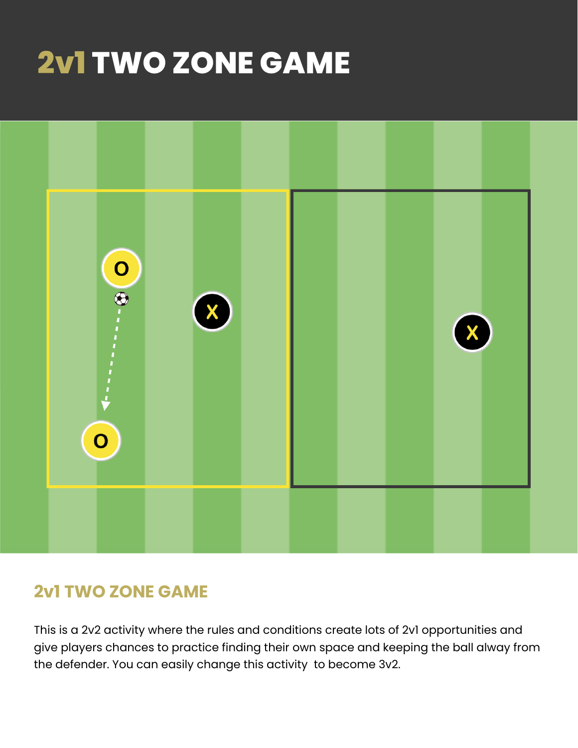# 2v1 TWO ZONE GAME

## 2v1 TWO ZONE GAME

This is a 2v2 activity where the rules and conditions create lots of 2v1 opportunities and give players chances to practice finding their own space and keeping the ball alway from the defender. You can easily change this activity  to become 3v2.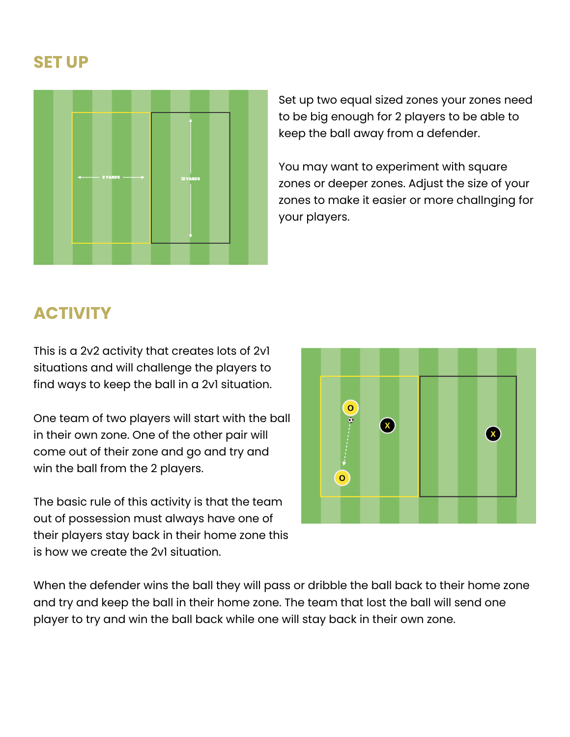## SET UP

Set up two equal sized zones your zones need to be big enough for 2 players to be able to keep the ball away from a defender.

You may want to experiment with square zones or deeper zones. Adjust the size of your zones to make it easier or more challnging for your players.

## ACTIVITY

This is a 2v2 activity that creates lots of 2v1 situations and will challenge the players to find ways to keep the ball in a 2v1 situation.

One team of two players will start with the ball in their own zone. One of the other pair will come out of their zone and go and try and win the ball from the 2 players.

The basic rule of this activity is that the team out of possession must always have one of their players stay back in their home zone this is how we create the 2v1 situation.

When the defender wins the ball they will pass or dribble the ball back to their home zone and try and keep the ball in their home zone. The team that lost the ball will send one player to try and win the ball back while one will stay back in their own zone.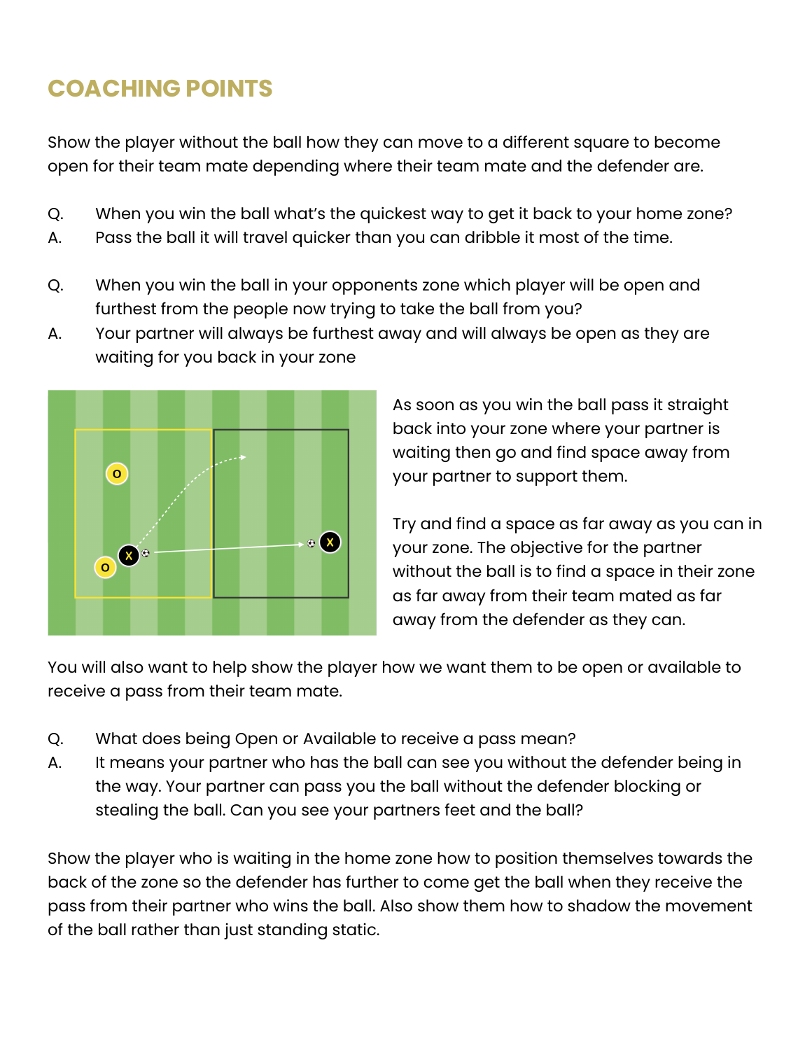## COACHING POINTS

Show the player without the ball how they can move to a different square to become open for their team mate depending where their team mate and the defender are.

Q. When you win the ball what's the quickest way to get it back to your home zone?
A. Pass the ball it will travel quicker than you can dribble it most of the time.

Q. When you win the ball in your opponents zone which player will be open and furthest from the people now trying to take the ball from you?
A. Your partner will always be furthest away and will always be open as they are waiting for you back in your zone

As soon as you win the ball pass it straight back into your zone where your partner is waiting then go and find space away from your partner to support them.

Try and find a space as far away as you can in your zone. The objective for the partner without the ball is to find a space in their zone as far away from their team mated as far away from the defender as they can.

You will also want to help show the player how we want them to be open or available to receive a pass from their team mate.

Q. What does being Open or Available to receive a pass mean?
A. It means your partner who has the ball can see you without the defender being in the way. Your partner can pass you the ball without the defender blocking or stealing the ball. Can you see your partners feet and the ball?

Show the player who is waiting in the home zone how to position themselves towards the back of the zone so the defender has further to come get the ball when they receive the pass from their partner who wins the ball. Also show them how to shadow the movement of the ball rather than just standing static.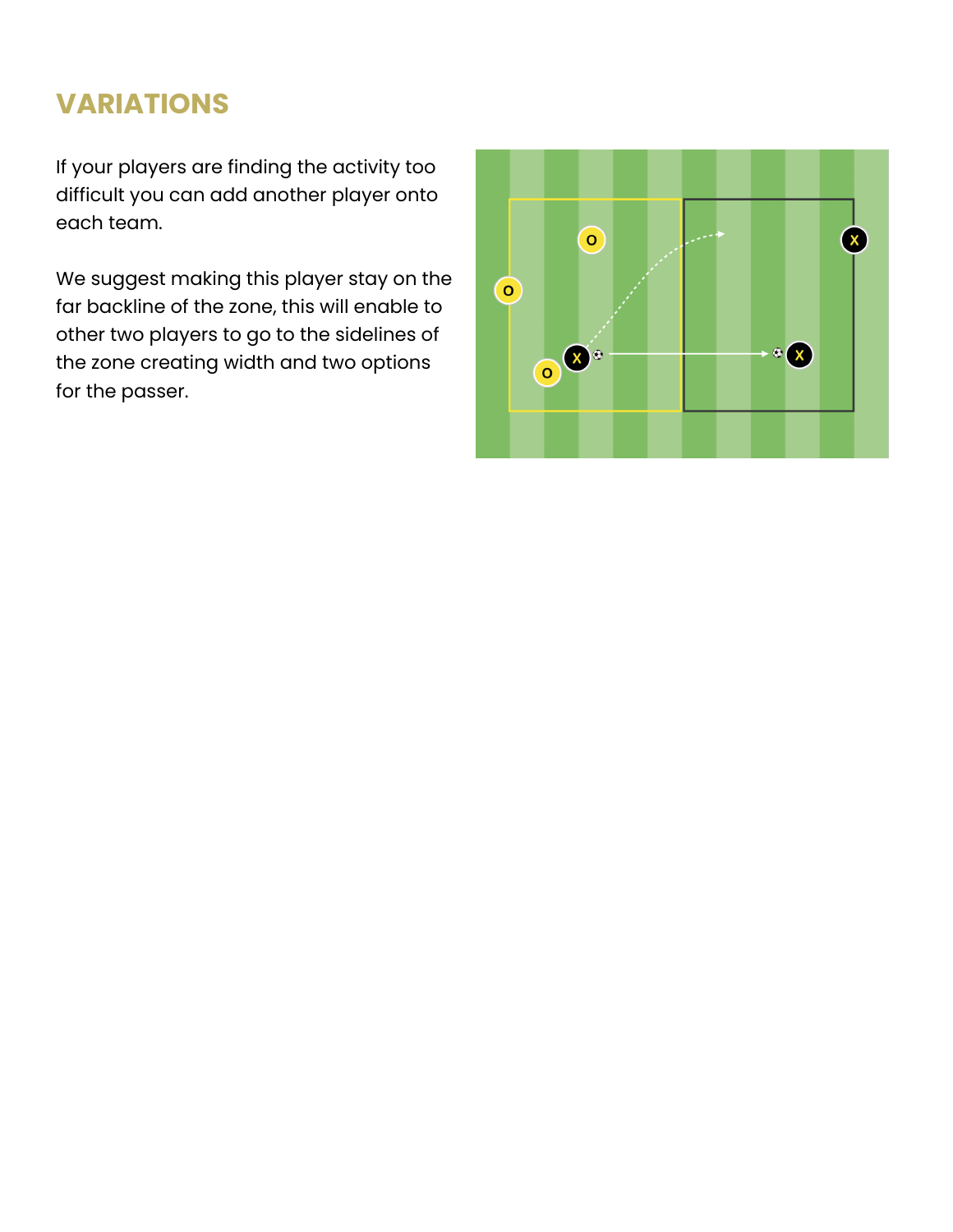## VARIATIONS

If your players are finding the activity too difficult you can add another player onto each team.

We suggest making this player stay on the far backline of the zone, this will enable to other two players to go to the sidelines of the zone creating width and two options for the passer.